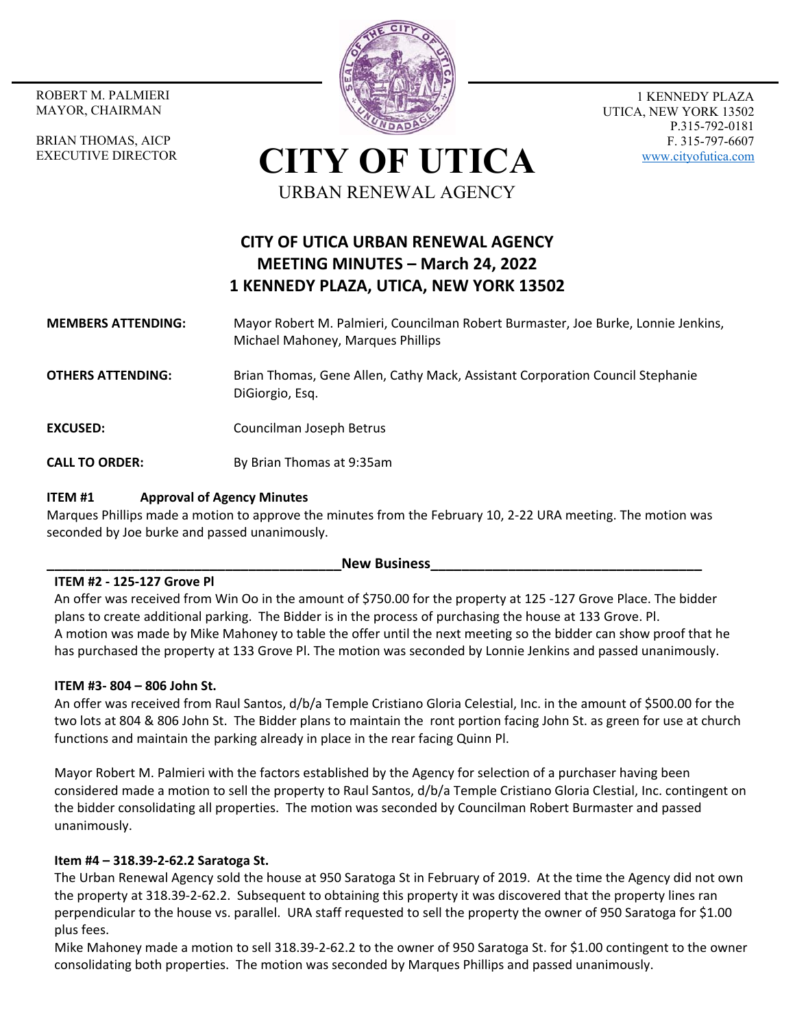ROBERT M. PALMIERI
MAYOR, CHAIRMAN

BRIAN THOMAS, AICP
EXECUTIVE DIRECTOR

# CITY OF UTICA

URBAN RENEWAL AGENCY

1 KENNEDY PLAZA
UTICA, NEW YORK 13502
P.315-792-0181
F. 315-797-6607
www.cityofutica.com

## CITY OF UTICA URBAN RENEWAL AGENCY
## MEETING MINUTES – March 24, 2022
## 1 KENNEDY PLAZA, UTICA, NEW YORK 13502

**MEMBERS ATTENDING:** Mayor Robert M. Palmieri, Councilman Robert Burmaster, Joe Burke, Lonnie Jenkins, Michael Mahoney, Marques Phillips

**OTHERS ATTENDING:** Brian Thomas, Gene Allen, Cathy Mack, Assistant Corporation Council Stephanie DiGiorgio, Esq.

**EXCUSED:** Councilman Joseph Betrus

**CALL TO ORDER:** By Brian Thomas at 9:35am

**ITEM #1 Approval of Agency Minutes**

Marques Phillips made a motion to approve the minutes from the February 10, 2-22 URA meeting. The motion was seconded by Joe burke and passed unanimously.

**New Business**

**ITEM #2 - 125-127 Grove Pl**

An offer was received from Win Oo in the amount of $750.00 for the property at 125 -127 Grove Place. The bidder plans to create additional parking. The Bidder is in the process of purchasing the house at 133 Grove. Pl.
A motion was made by Mike Mahoney to table the offer until the next meeting so the bidder can show proof that he has purchased the property at 133 Grove Pl. The motion was seconded by Lonnie Jenkins and passed unanimously.

**ITEM #3- 804 – 806 John St.**

An offer was received from Raul Santos, d/b/a Temple Cristiano Gloria Celestial, Inc. in the amount of $500.00 for the two lots at 804 & 806 John St. The Bidder plans to maintain the ront portion facing John St. as green for use at church functions and maintain the parking already in place in the rear facing Quinn Pl.

Mayor Robert M. Palmieri with the factors established by the Agency for selection of a purchaser having been considered made a motion to sell the property to Raul Santos, d/b/a Temple Cristiano Gloria Clestial, Inc. contingent on the bidder consolidating all properties. The motion was seconded by Councilman Robert Burmaster and passed unanimously.

**Item #4 – 318.39-2-62.2 Saratoga St.**

The Urban Renewal Agency sold the house at 950 Saratoga St in February of 2019. At the time the Agency did not own the property at 318.39-2-62.2. Subsequent to obtaining this property it was discovered that the property lines ran perpendicular to the house vs. parallel. URA staff requested to sell the property the owner of 950 Saratoga for $1.00 plus fees.
Mike Mahoney made a motion to sell 318.39-2-62.2 to the owner of 950 Saratoga St. for $1.00 contingent to the owner consolidating both properties. The motion was seconded by Marques Phillips and passed unanimously.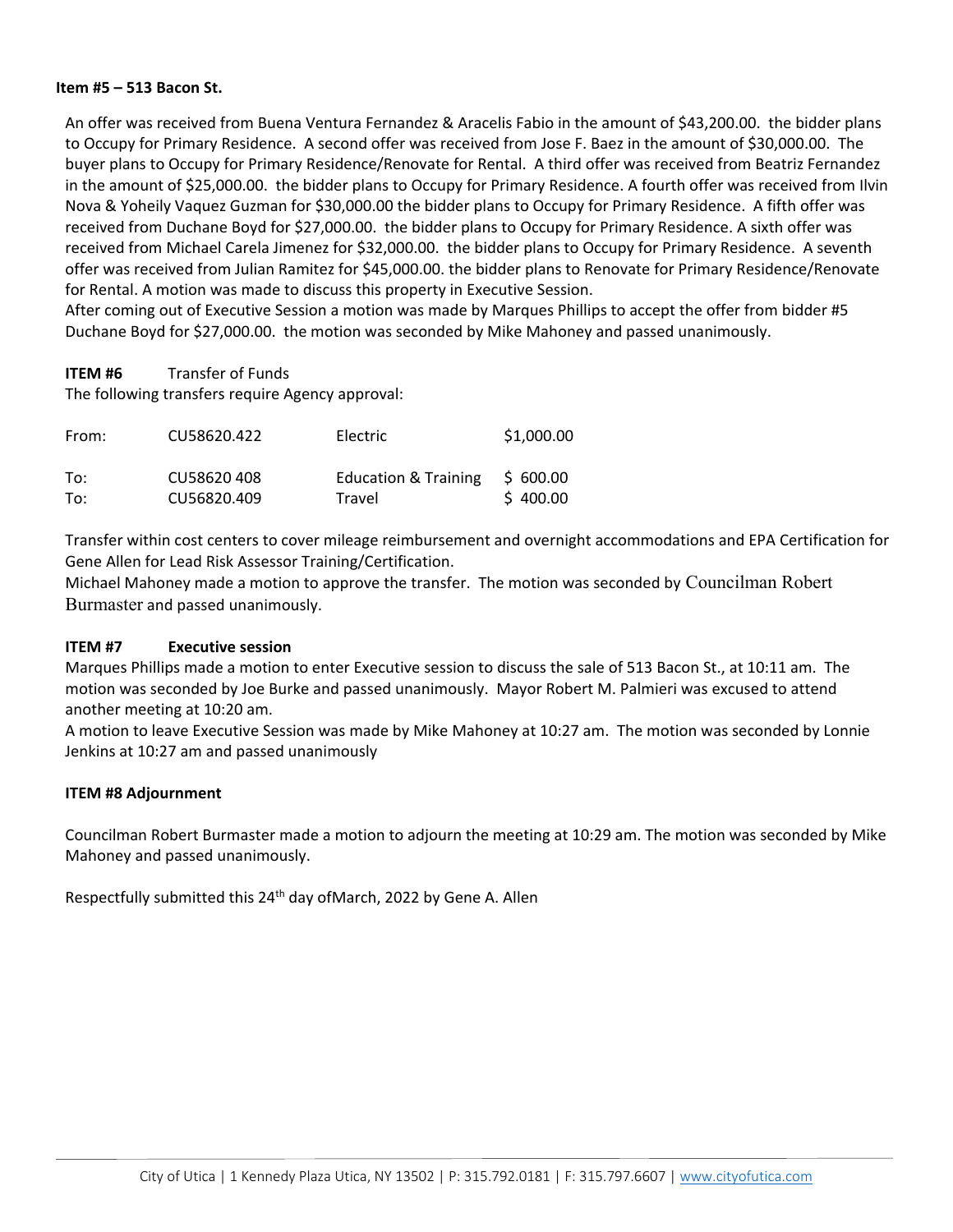**Item #5 – 513 Bacon St.**

An offer was received from Buena Ventura Fernandez & Aracelis Fabio in the amount of $43,200.00. the bidder plans to Occupy for Primary Residence. A second offer was received from Jose F. Baez in the amount of $30,000.00. The buyer plans to Occupy for Primary Residence/Renovate for Rental. A third offer was received from Beatriz Fernandez in the amount of $25,000.00. the bidder plans to Occupy for Primary Residence. A fourth offer was received from Ilvin Nova & Yoheily Vaquez Guzman for $30,000.00 the bidder plans to Occupy for Primary Residence. A fifth offer was received from Duchane Boyd for $27,000.00. the bidder plans to Occupy for Primary Residence. A sixth offer was received from Michael Carela Jimenez for $32,000.00. the bidder plans to Occupy for Primary Residence. A seventh offer was received from Julian Ramitez for $45,000.00. the bidder plans to Renovate for Primary Residence/Renovate for Rental. A motion was made to discuss this property in Executive Session.

After coming out of Executive Session a motion was made by Marques Phillips to accept the offer from bidder #5 Duchane Boyd for $27,000.00. the motion was seconded by Mike Mahoney and passed unanimously.

**ITEM #6** Transfer of Funds

The following transfers require Agency approval:

| | | | |
|---|---|---|---|
| From: | CU58620.422 | Electric | $1,000.00 |
| To: | CU58620 408 | Education & Training | $ 600.00 |
| To: | CU56820.409 | Travel | $ 400.00 |

Transfer within cost centers to cover mileage reimbursement and overnight accommodations and EPA Certification for Gene Allen for Lead Risk Assessor Training/Certification.

Michael Mahoney made a motion to approve the transfer. The motion was seconded by Councilman Robert Burmaster and passed unanimously.

**ITEM #7 Executive session**

Marques Phillips made a motion to enter Executive session to discuss the sale of 513 Bacon St., at 10:11 am. The motion was seconded by Joe Burke and passed unanimously. Mayor Robert M. Palmieri was excused to attend another meeting at 10:20 am.

A motion to leave Executive Session was made by Mike Mahoney at 10:27 am. The motion was seconded by Lonnie Jenkins at 10:27 am and passed unanimously

**ITEM #8 Adjournment**

Councilman Robert Burmaster made a motion to adjourn the meeting at 10:29 am. The motion was seconded by Mike Mahoney and passed unanimously.

Respectfully submitted this 24th day ofMarch, 2022 by Gene A. Allen